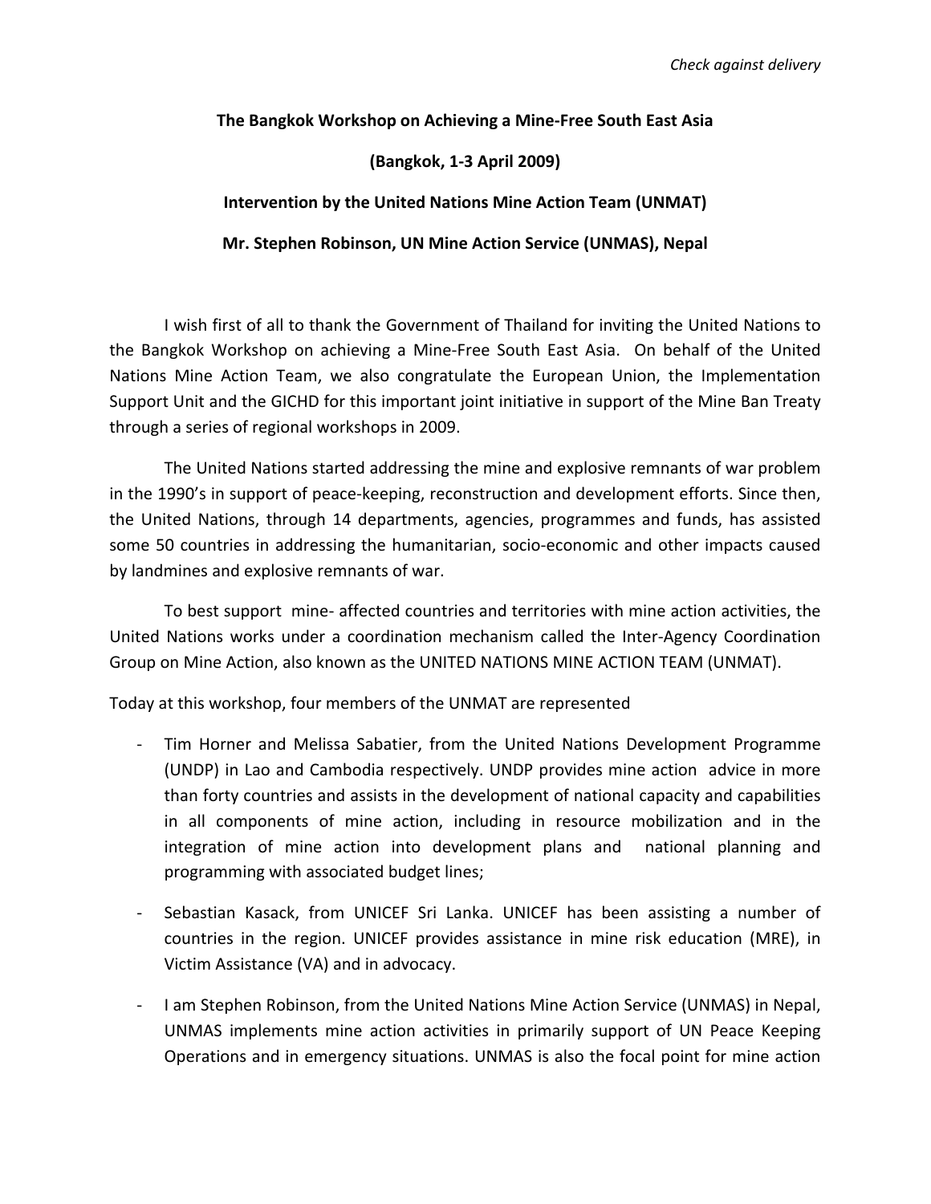*Check against delivery*

**The Bangkok Workshop on Achieving a Mine-Free South East Asia**

**(Bangkok, 1-3 April 2009)**

**Intervention by the United Nations Mine Action Team (UNMAT)**

**Mr. Stephen Robinson, UN Mine Action Service (UNMAS), Nepal**

I wish first of all to thank the Government of Thailand for inviting the United Nations to the Bangkok Workshop on achieving a Mine-Free South East Asia. On behalf of the United Nations Mine Action Team, we also congratulate the European Union, the Implementation Support Unit and the GICHD for this important joint initiative in support of the Mine Ban Treaty through a series of regional workshops in 2009.

The United Nations started addressing the mine and explosive remnants of war problem in the 1990's in support of peace-keeping, reconstruction and development efforts. Since then, the United Nations, through 14 departments, agencies, programmes and funds, has assisted some 50 countries in addressing the humanitarian, socio-economic and other impacts caused by landmines and explosive remnants of war.

To best support mine- affected countries and territories with mine action activities, the United Nations works under a coordination mechanism called the Inter-Agency Coordination Group on Mine Action, also known as the UNITED NATIONS MINE ACTION TEAM (UNMAT).

Today at this workshop, four members of the UNMAT are represented

- Tim Horner and Melissa Sabatier, from the United Nations Development Programme (UNDP) in Lao and Cambodia respectively. UNDP provides mine action advice in more than forty countries and assists in the development of national capacity and capabilities in all components of mine action, including in resource mobilization and in the integration of mine action into development plans and national planning and programming with associated budget lines;

- Sebastian Kasack, from UNICEF Sri Lanka. UNICEF has been assisting a number of countries in the region. UNICEF provides assistance in mine risk education (MRE), in Victim Assistance (VA) and in advocacy.

- I am Stephen Robinson, from the United Nations Mine Action Service (UNMAS) in Nepal, UNMAS implements mine action activities in primarily support of UN Peace Keeping Operations and in emergency situations. UNMAS is also the focal point for mine action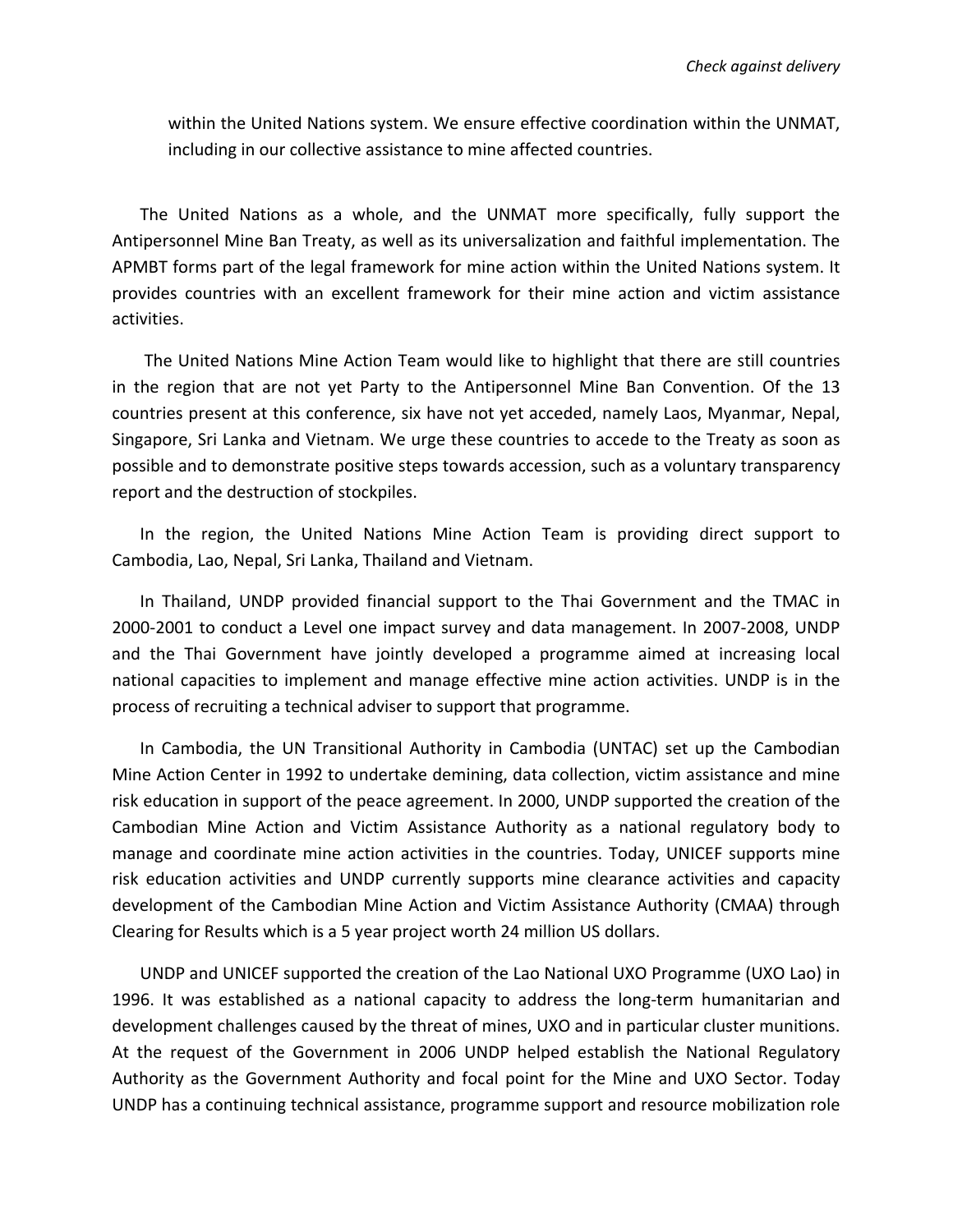within the United Nations system. We ensure effective coordination within the UNMAT, including in our collective assistance to mine affected countries.

The United Nations as a whole, and the UNMAT more specifically, fully support the Antipersonnel Mine Ban Treaty, as well as its universalization and faithful implementation. The APMBT forms part of the legal framework for mine action within the United Nations system. It provides countries with an excellent framework for their mine action and victim assistance activities.

The United Nations Mine Action Team would like to highlight that there are still countries in the region that are not yet Party to the Antipersonnel Mine Ban Convention. Of the 13 countries present at this conference, six have not yet acceded, namely Laos, Myanmar, Nepal, Singapore, Sri Lanka and Vietnam. We urge these countries to accede to the Treaty as soon as possible and to demonstrate positive steps towards accession, such as a voluntary transparency report and the destruction of stockpiles.

In the region, the United Nations Mine Action Team is providing direct support to Cambodia, Lao, Nepal, Sri Lanka, Thailand and Vietnam.

In Thailand, UNDP provided financial support to the Thai Government and the TMAC in 2000-2001 to conduct a Level one impact survey and data management. In 2007-2008, UNDP and the Thai Government have jointly developed a programme aimed at increasing local national capacities to implement and manage effective mine action activities. UNDP is in the process of recruiting a technical adviser to support that programme.

In Cambodia, the UN Transitional Authority in Cambodia (UNTAC) set up the Cambodian Mine Action Center in 1992 to undertake demining, data collection, victim assistance and mine risk education in support of the peace agreement. In 2000, UNDP supported the creation of the Cambodian Mine Action and Victim Assistance Authority as a national regulatory body to manage and coordinate mine action activities in the countries. Today, UNICEF supports mine risk education activities and UNDP currently supports mine clearance activities and capacity development of the Cambodian Mine Action and Victim Assistance Authority (CMAA) through Clearing for Results which is a 5 year project worth 24 million US dollars.

UNDP and UNICEF supported the creation of the Lao National UXO Programme (UXO Lao) in 1996. It was established as a national capacity to address the long-term humanitarian and development challenges caused by the threat of mines, UXO and in particular cluster munitions. At the request of the Government in 2006 UNDP helped establish the National Regulatory Authority as the Government Authority and focal point for the Mine and UXO Sector. Today UNDP has a continuing technical assistance, programme support and resource mobilization role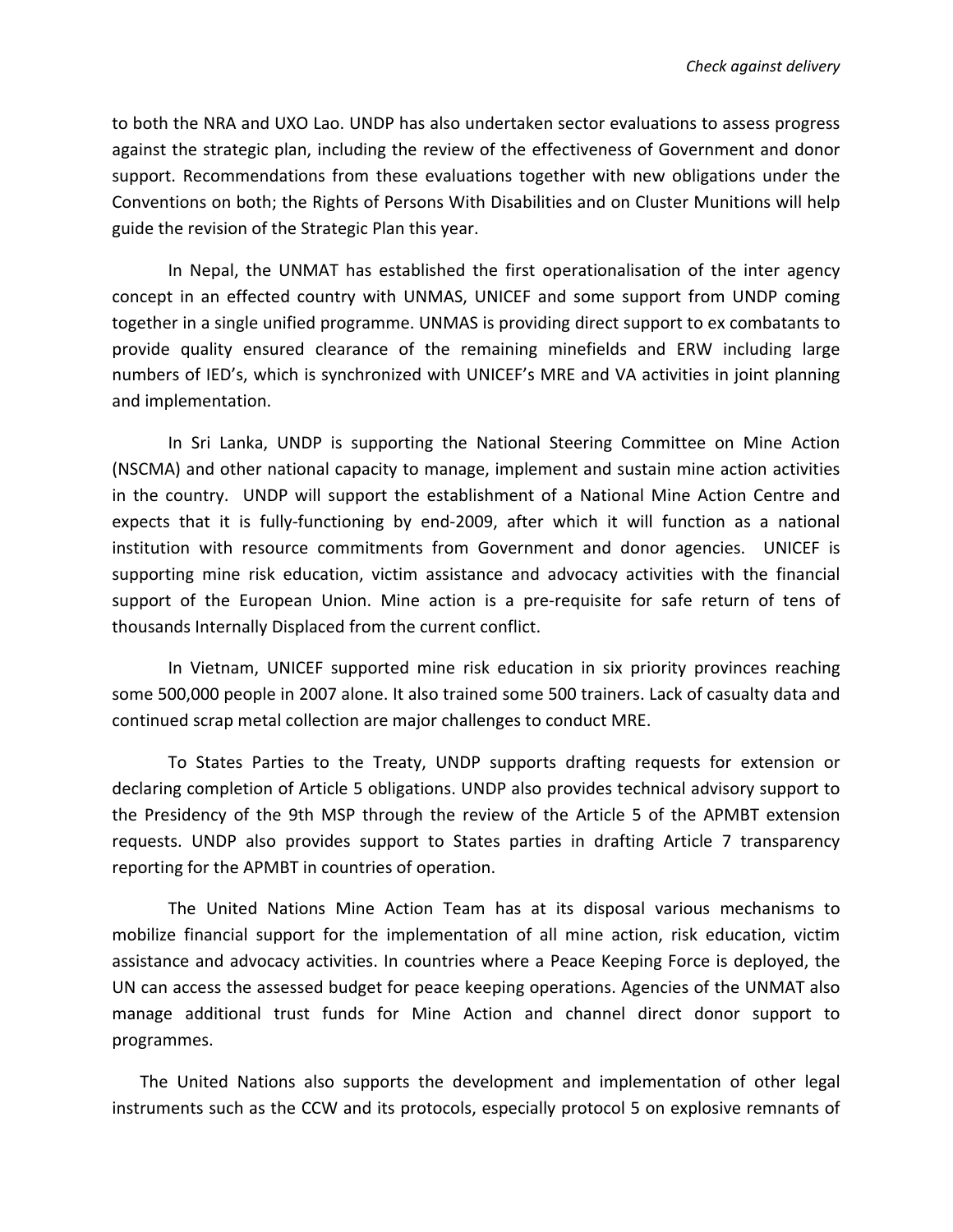to both the NRA and UXO Lao. UNDP has also undertaken sector evaluations to assess progress against the strategic plan, including the review of the effectiveness of Government and donor support. Recommendations from these evaluations together with new obligations under the Conventions on both; the Rights of Persons With Disabilities and on Cluster Munitions will help guide the revision of the Strategic Plan this year.

In Nepal, the UNMAT has established the first operationalisation of the inter agency concept in an effected country with UNMAS, UNICEF and some support from UNDP coming together in a single unified programme. UNMAS is providing direct support to ex combatants to provide quality ensured clearance of the remaining minefields and ERW including large numbers of IED's, which is synchronized with UNICEF's MRE and VA activities in joint planning and implementation.

In Sri Lanka, UNDP is supporting the National Steering Committee on Mine Action (NSCMA) and other national capacity to manage, implement and sustain mine action activities in the country. UNDP will support the establishment of a National Mine Action Centre and expects that it is fully-functioning by end-2009, after which it will function as a national institution with resource commitments from Government and donor agencies. UNICEF is supporting mine risk education, victim assistance and advocacy activities with the financial support of the European Union. Mine action is a pre-requisite for safe return of tens of thousands Internally Displaced from the current conflict.

In Vietnam, UNICEF supported mine risk education in six priority provinces reaching some 500,000 people in 2007 alone. It also trained some 500 trainers. Lack of casualty data and continued scrap metal collection are major challenges to conduct MRE.

To States Parties to the Treaty, UNDP supports drafting requests for extension or declaring completion of Article 5 obligations. UNDP also provides technical advisory support to the Presidency of the 9th MSP through the review of the Article 5 of the APMBT extension requests. UNDP also provides support to States parties in drafting Article 7 transparency reporting for the APMBT in countries of operation.

The United Nations Mine Action Team has at its disposal various mechanisms to mobilize financial support for the implementation of all mine action, risk education, victim assistance and advocacy activities. In countries where a Peace Keeping Force is deployed, the UN can access the assessed budget for peace keeping operations. Agencies of the UNMAT also manage additional trust funds for Mine Action and channel direct donor support to programmes.

The United Nations also supports the development and implementation of other legal instruments such as the CCW and its protocols, especially protocol 5 on explosive remnants of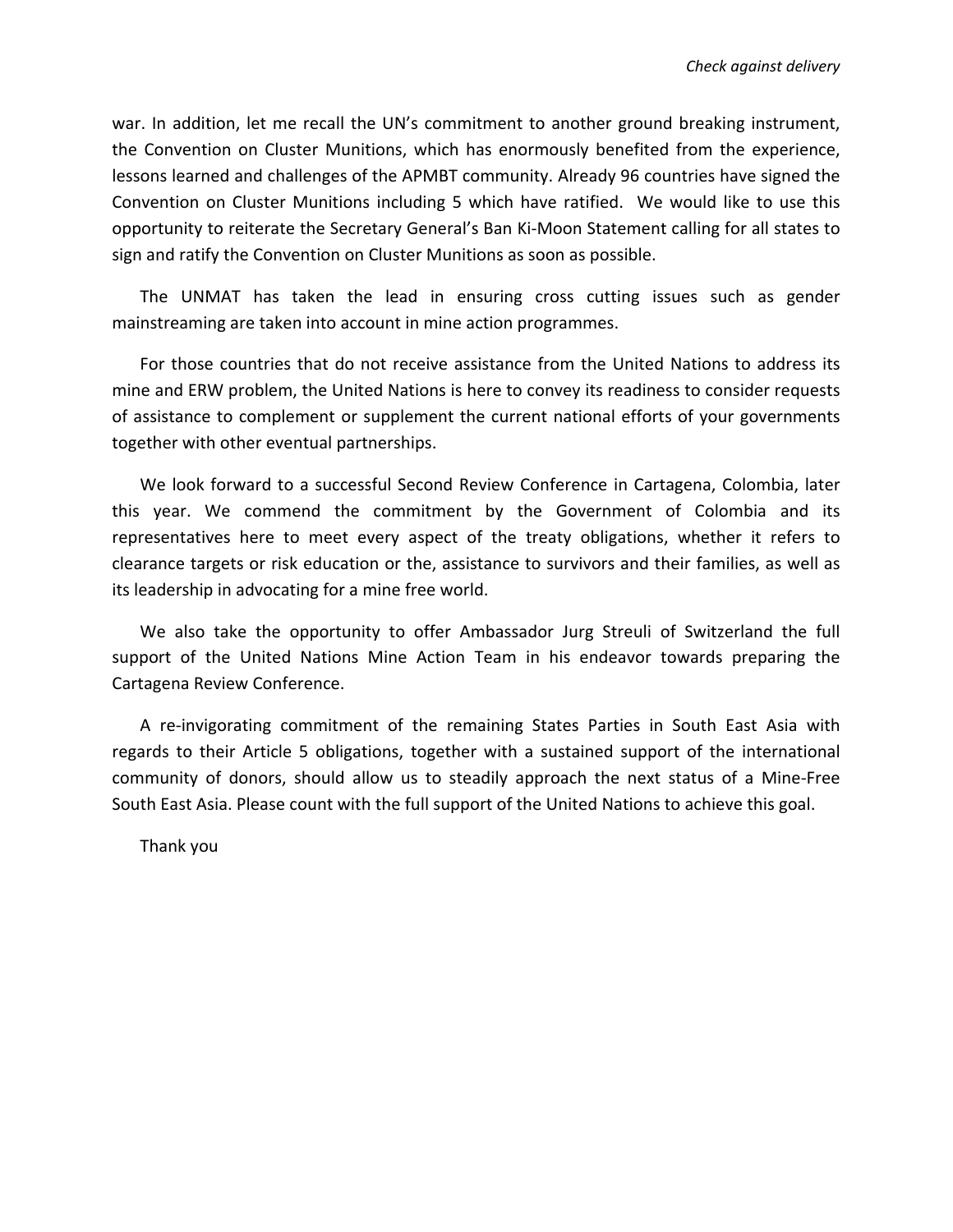war. In addition, let me recall the UN's commitment to another ground breaking instrument, the Convention on Cluster Munitions, which has enormously benefited from the experience, lessons learned and challenges of the APMBT community. Already 96 countries have signed the Convention on Cluster Munitions including 5 which have ratified. We would like to use this opportunity to reiterate the Secretary General's Ban Ki-Moon Statement calling for all states to sign and ratify the Convention on Cluster Munitions as soon as possible.

The UNMAT has taken the lead in ensuring cross cutting issues such as gender mainstreaming are taken into account in mine action programmes.

For those countries that do not receive assistance from the United Nations to address its mine and ERW problem, the United Nations is here to convey its readiness to consider requests of assistance to complement or supplement the current national efforts of your governments together with other eventual partnerships.

We look forward to a successful Second Review Conference in Cartagena, Colombia, later this year. We commend the commitment by the Government of Colombia and its representatives here to meet every aspect of the treaty obligations, whether it refers to clearance targets or risk education or the, assistance to survivors and their families, as well as its leadership in advocating for a mine free world.

We also take the opportunity to offer Ambassador Jurg Streuli of Switzerland the full support of the United Nations Mine Action Team in his endeavor towards preparing the Cartagena Review Conference.

A re-invigorating commitment of the remaining States Parties in South East Asia with regards to their Article 5 obligations, together with a sustained support of the international community of donors, should allow us to steadily approach the next status of a Mine-Free South East Asia. Please count with the full support of the United Nations to achieve this goal.

Thank you